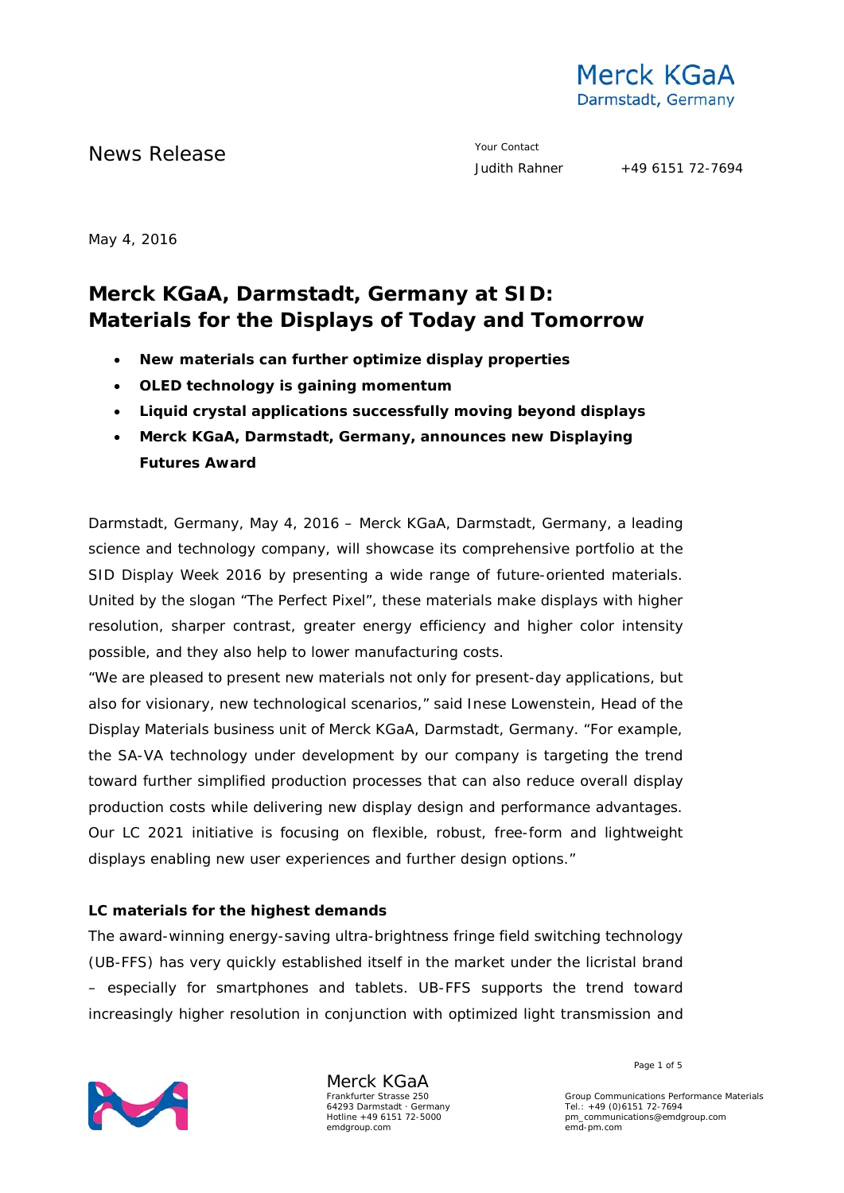Merck KGaA
Darmstadt, Germany

News Release

Your Contact
Judith Rahner +49 6151 72-7694

May 4, 2016

# Merck KGaA, Darmstadt, Germany at SID: Materials for the Displays of Today and Tomorrow

- **New materials can further optimize display properties**
- **OLED technology is gaining momentum**
- **Liquid crystal applications successfully moving beyond displays**
- **Merck KGaA, Darmstadt, Germany, announces new Displaying Futures Award**

Darmstadt, Germany, May 4, 2016 – Merck KGaA, Darmstadt, Germany, a leading science and technology company, will showcase its comprehensive portfolio at the SID Display Week 2016 by presenting a wide range of future-oriented materials. United by the slogan "The Perfect Pixel", these materials make displays with higher resolution, sharper contrast, greater energy efficiency and higher color intensity possible, and they also help to lower manufacturing costs.

"We are pleased to present new materials not only for present-day applications, but also for visionary, new technological scenarios," said Inese Lowenstein, Head of the Display Materials business unit of Merck KGaA, Darmstadt, Germany. "For example, the SA-VA technology under development by our company is targeting the trend toward further simplified production processes that can also reduce overall display production costs while delivering new display design and performance advantages. Our LC 2021 initiative is focusing on flexible, robust, free-form and lightweight displays enabling new user experiences and further design options."

### LC materials for the highest demands

The award-winning energy-saving ultra-brightness fringe field switching technology (UB-FFS) has very quickly established itself in the market under the licristal brand – especially for smartphones and tablets. UB-FFS supports the trend toward increasingly higher resolution in conjunction with optimized light transmission and

Merck KGaA
Frankfurter Strasse 250
64293 Darmstadt · Germany
Hotline +49 6151 72-5000
emdgroup.com

Group Communications Performance Materials
Tel.: +49 (0)6151 72-7694
pm_communications@emdgroup.com
emd-pm.com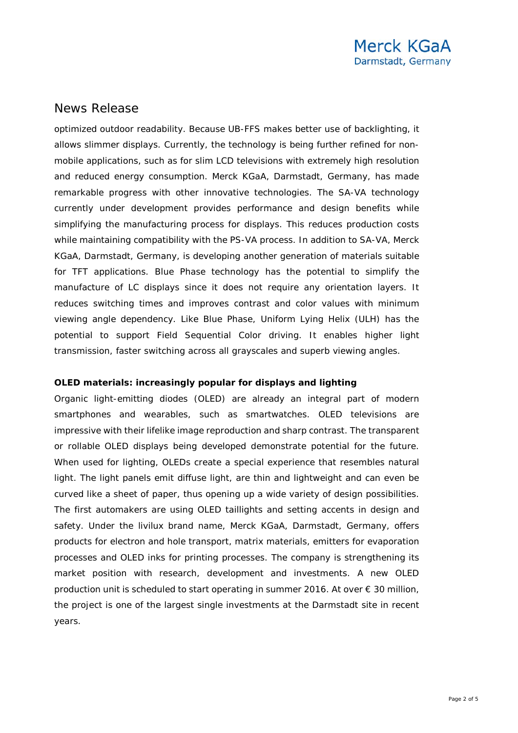optimized outdoor readability. Because UB-FFS makes better use of backlighting, it allows slimmer displays. Currently, the technology is being further refined for non-mobile applications, such as for slim LCD televisions with extremely high resolution and reduced energy consumption. Merck KGaA, Darmstadt, Germany, has made remarkable progress with other innovative technologies. The SA-VA technology currently under development provides performance and design benefits while simplifying the manufacturing process for displays. This reduces production costs while maintaining compatibility with the PS-VA process. In addition to SA-VA, Merck KGaA, Darmstadt, Germany, is developing another generation of materials suitable for TFT applications. Blue Phase technology has the potential to simplify the manufacture of LC displays since it does not require any orientation layers. It reduces switching times and improves contrast and color values with minimum viewing angle dependency. Like Blue Phase, Uniform Lying Helix (ULH) has the potential to support Field Sequential Color driving. It enables higher light transmission, faster switching across all grayscales and superb viewing angles.

**OLED materials: increasingly popular for displays and lighting**

Organic light-emitting diodes (OLED) are already an integral part of modern smartphones and wearables, such as smartwatches. OLED televisions are impressive with their lifelike image reproduction and sharp contrast. The transparent or rollable OLED displays being developed demonstrate potential for the future. When used for lighting, OLEDs create a special experience that resembles natural light. The light panels emit diffuse light, are thin and lightweight and can even be curved like a sheet of paper, thus opening up a wide variety of design possibilities. The first automakers are using OLED taillights and setting accents in design and safety. Under the livilux brand name, Merck KGaA, Darmstadt, Germany, offers products for electron and hole transport, matrix materials, emitters for evaporation processes and OLED inks for printing processes. The company is strengthening its market position with research, development and investments. A new OLED production unit is scheduled to start operating in summer 2016. At over € 30 million, the project is one of the largest single investments at the Darmstadt site in recent years.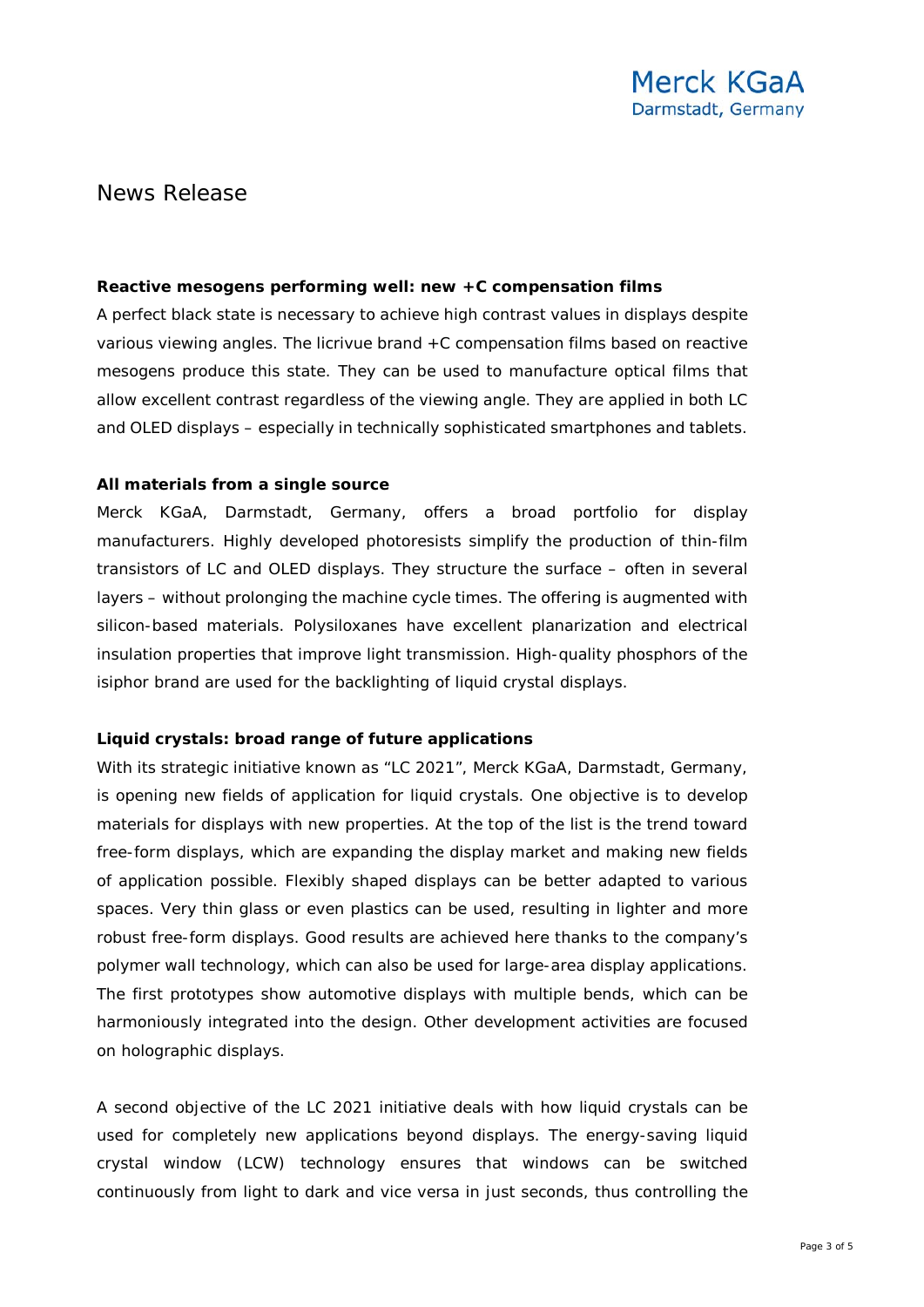## News Release

**Reactive mesogens performing well: new +C compensation films**

A perfect black state is necessary to achieve high contrast values in displays despite various viewing angles. The licrivue brand +C compensation films based on reactive mesogens produce this state. They can be used to manufacture optical films that allow excellent contrast regardless of the viewing angle. They are applied in both LC and OLED displays – especially in technically sophisticated smartphones and tablets.

**All materials from a single source**

Merck KGaA, Darmstadt, Germany, offers a broad portfolio for display manufacturers. Highly developed photoresists simplify the production of thin-film transistors of LC and OLED displays. They structure the surface – often in several layers – without prolonging the machine cycle times. The offering is augmented with silicon-based materials. Polysiloxanes have excellent planarization and electrical insulation properties that improve light transmission. High-quality phosphors of the isiphor brand are used for the backlighting of liquid crystal displays.

**Liquid crystals: broad range of future applications**

With its strategic initiative known as "LC 2021", Merck KGaA, Darmstadt, Germany, is opening new fields of application for liquid crystals. One objective is to develop materials for displays with new properties. At the top of the list is the trend toward free-form displays, which are expanding the display market and making new fields of application possible. Flexibly shaped displays can be better adapted to various spaces. Very thin glass or even plastics can be used, resulting in lighter and more robust free-form displays. Good results are achieved here thanks to the company's polymer wall technology, which can also be used for large-area display applications. The first prototypes show automotive displays with multiple bends, which can be harmoniously integrated into the design. Other development activities are focused on holographic displays.

A second objective of the LC 2021 initiative deals with how liquid crystals can be used for completely new applications beyond displays. The energy-saving liquid crystal window (LCW) technology ensures that windows can be switched continuously from light to dark and vice versa in just seconds, thus controlling the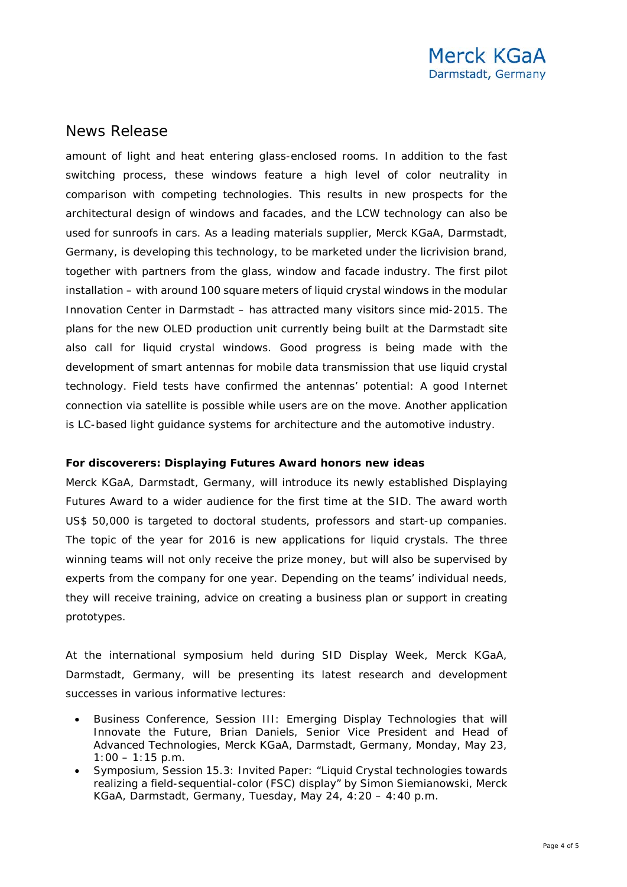amount of light and heat entering glass-enclosed rooms. In addition to the fast switching process, these windows feature a high level of color neutrality in comparison with competing technologies. This results in new prospects for the architectural design of windows and facades, and the LCW technology can also be used for sunroofs in cars. As a leading materials supplier, Merck KGaA, Darmstadt, Germany, is developing this technology, to be marketed under the licrivision brand, together with partners from the glass, window and facade industry. The first pilot installation – with around 100 square meters of liquid crystal windows in the modular Innovation Center in Darmstadt – has attracted many visitors since mid-2015. The plans for the new OLED production unit currently being built at the Darmstadt site also call for liquid crystal windows. Good progress is being made with the development of smart antennas for mobile data transmission that use liquid crystal technology. Field tests have confirmed the antennas' potential: A good Internet connection via satellite is possible while users are on the move. Another application is LC-based light guidance systems for architecture and the automotive industry.

**For discoverers: Displaying Futures Award honors new ideas**

Merck KGaA, Darmstadt, Germany, will introduce its newly established Displaying Futures Award to a wider audience for the first time at the SID. The award worth US$ 50,000 is targeted to doctoral students, professors and start-up companies. The topic of the year for 2016 is new applications for liquid crystals. The three winning teams will not only receive the prize money, but will also be supervised by experts from the company for one year. Depending on the teams' individual needs, they will receive training, advice on creating a business plan or support in creating prototypes.

At the international symposium held during SID Display Week, Merck KGaA, Darmstadt, Germany, will be presenting its latest research and development successes in various informative lectures:

- Business Conference, Session III: Emerging Display Technologies that will Innovate the Future, Brian Daniels, Senior Vice President and Head of Advanced Technologies, Merck KGaA, Darmstadt, Germany, Monday, May 23, 1:00 – 1:15 p.m.
- Symposium, Session 15.3: Invited Paper: "Liquid Crystal technologies towards realizing a field-sequential-color (FSC) display" by Simon Siemianowski, Merck KGaA, Darmstadt, Germany, Tuesday, May 24, 4:20 – 4:40 p.m.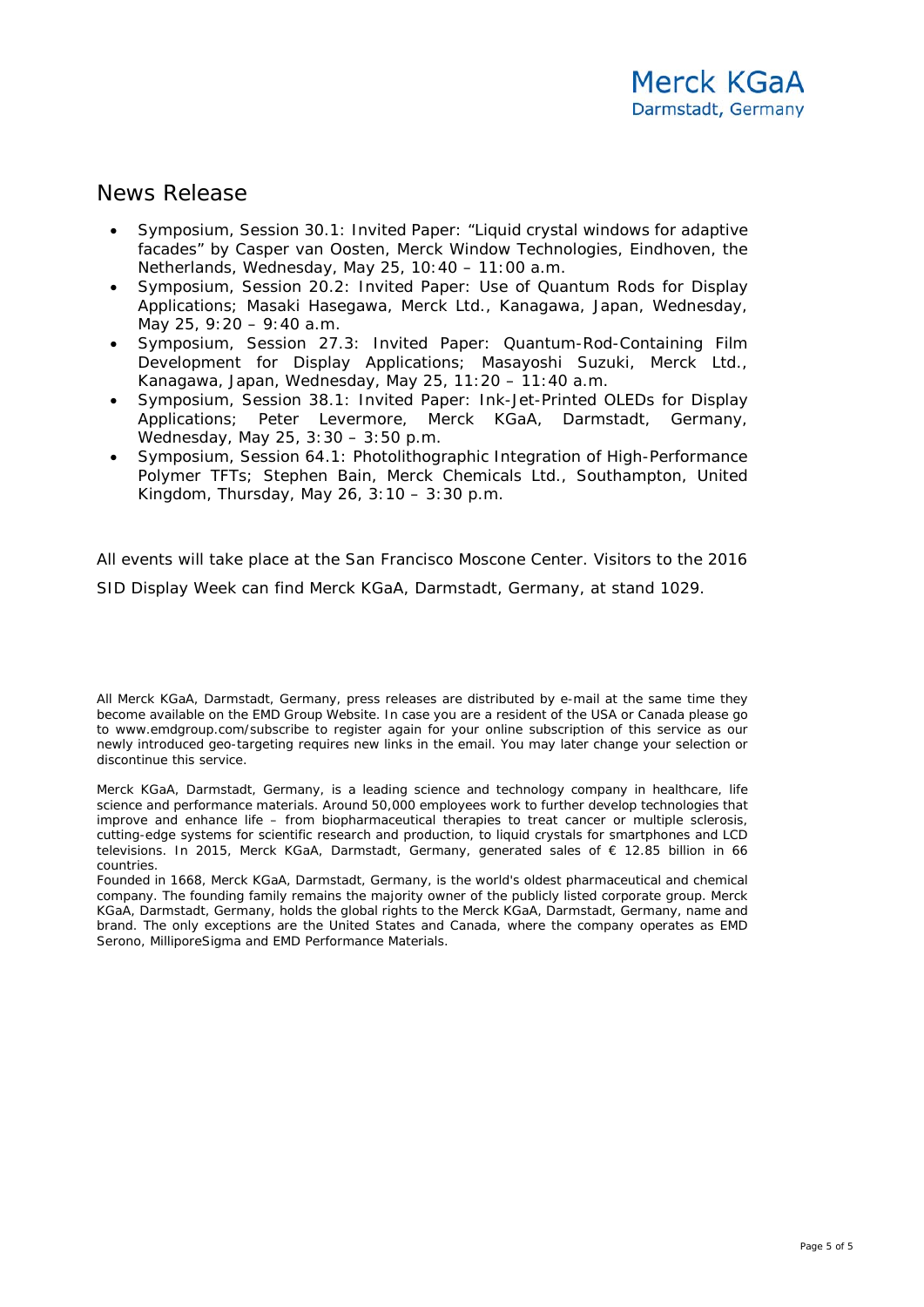# News Release

- Symposium, Session 30.1: Invited Paper: "Liquid crystal windows for adaptive facades" by Casper van Oosten, Merck Window Technologies, Eindhoven, the Netherlands, Wednesday, May 25, 10:40 – 11:00 a.m.
- Symposium, Session 20.2: Invited Paper: Use of Quantum Rods for Display Applications; Masaki Hasegawa, Merck Ltd., Kanagawa, Japan, Wednesday, May 25, 9:20 – 9:40 a.m.
- Symposium, Session 27.3: Invited Paper: Quantum-Rod-Containing Film Development for Display Applications; Masayoshi Suzuki, Merck Ltd., Kanagawa, Japan, Wednesday, May 25, 11:20 – 11:40 a.m.
- Symposium, Session 38.1: Invited Paper: Ink-Jet-Printed OLEDs for Display Applications; Peter Levermore, Merck KGaA, Darmstadt, Germany, Wednesday, May 25, 3:30 – 3:50 p.m.
- Symposium, Session 64.1: Photolithographic Integration of High-Performance Polymer TFTs; Stephen Bain, Merck Chemicals Ltd., Southampton, United Kingdom, Thursday, May 26, 3:10 – 3:30 p.m.

All events will take place at the San Francisco Moscone Center. Visitors to the 2016 SID Display Week can find Merck KGaA, Darmstadt, Germany, at stand 1029.

All Merck KGaA, Darmstadt, Germany, press releases are distributed by e-mail at the same time they become available on the EMD Group Website. In case you are a resident of the USA or Canada please go to www.emdgroup.com/subscribe to register again for your online subscription of this service as our newly introduced geo-targeting requires new links in the email. You may later change your selection or discontinue this service.

Merck KGaA, Darmstadt, Germany, is a leading science and technology company in healthcare, life science and performance materials. Around 50,000 employees work to further develop technologies that improve and enhance life – from biopharmaceutical therapies to treat cancer or multiple sclerosis, cutting-edge systems for scientific research and production, to liquid crystals for smartphones and LCD televisions. In 2015, Merck KGaA, Darmstadt, Germany, generated sales of € 12.85 billion in 66 countries.

Founded in 1668, Merck KGaA, Darmstadt, Germany, is the world's oldest pharmaceutical and chemical company. The founding family remains the majority owner of the publicly listed corporate group. Merck KGaA, Darmstadt, Germany, holds the global rights to the Merck KGaA, Darmstadt, Germany, name and brand. The only exceptions are the United States and Canada, where the company operates as EMD Serono, MilliporeSigma and EMD Performance Materials.